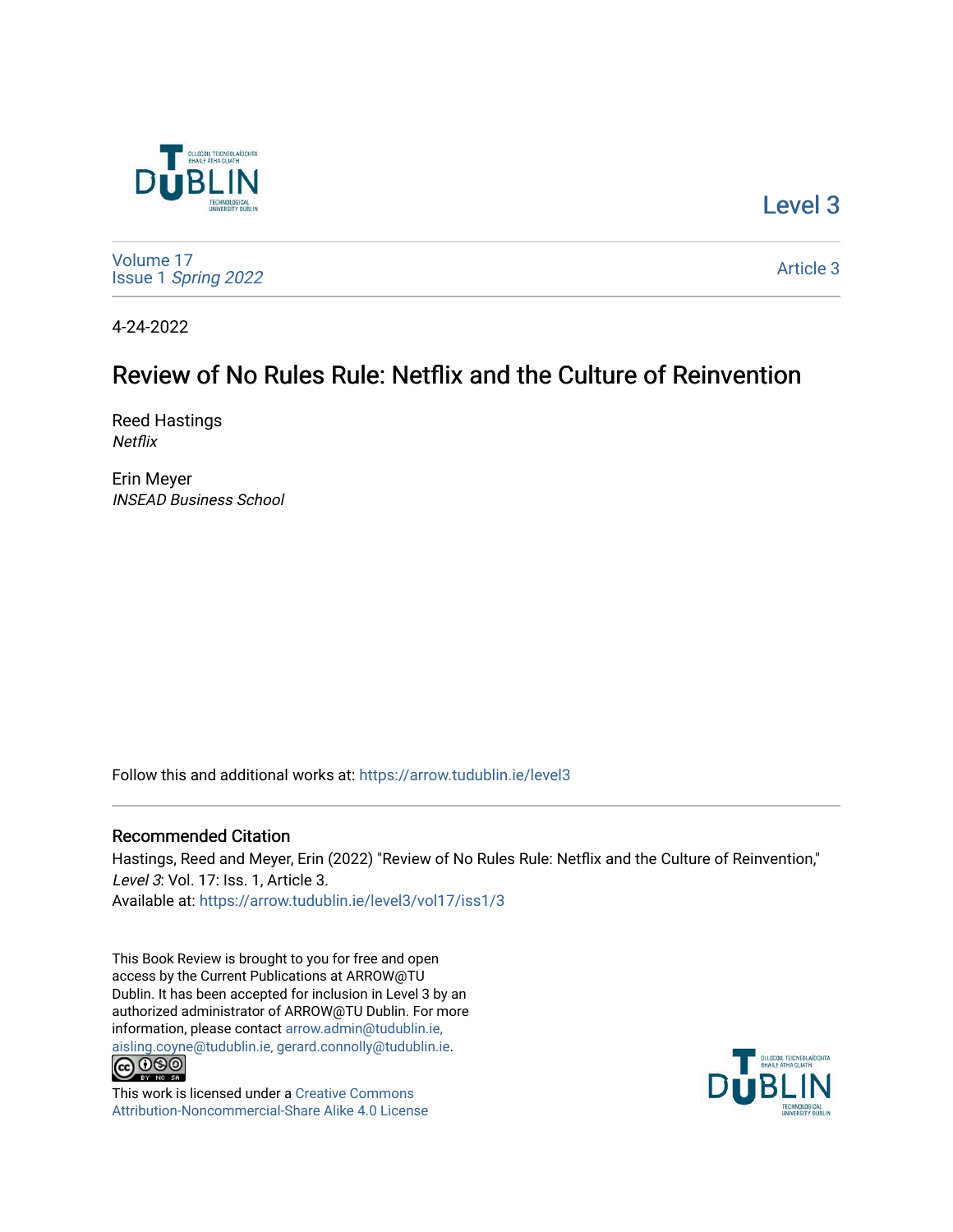Level 3

Volume 17
Issue 1 *Spring 2022*

Article 3

4-24-2022

# Review of No Rules Rule: Netflix and the Culture of Reinvention

Reed Hastings
*Netflix*

Erin Meyer
*INSEAD Business School*

Follow this and additional works at: https://arrow.tudublin.ie/level3

## Recommended Citation

Hastings, Reed and Meyer, Erin (2022) "Review of No Rules Rule: Netflix and the Culture of Reinvention," *Level 3*: Vol. 17: Iss. 1, Article 3.
Available at: https://arrow.tudublin.ie/level3/vol17/iss1/3

This Book Review is brought to you for free and open access by the Current Publications at ARROW@TU Dublin. It has been accepted for inclusion in Level 3 by an authorized administrator of ARROW@TU Dublin. For more information, please contact arrow.admin@tudublin.ie, aisling.coyne@tudublin.ie, gerard.connolly@tudublin.ie.

This work is licensed under a Creative Commons Attribution-Noncommercial-Share Alike 4.0 License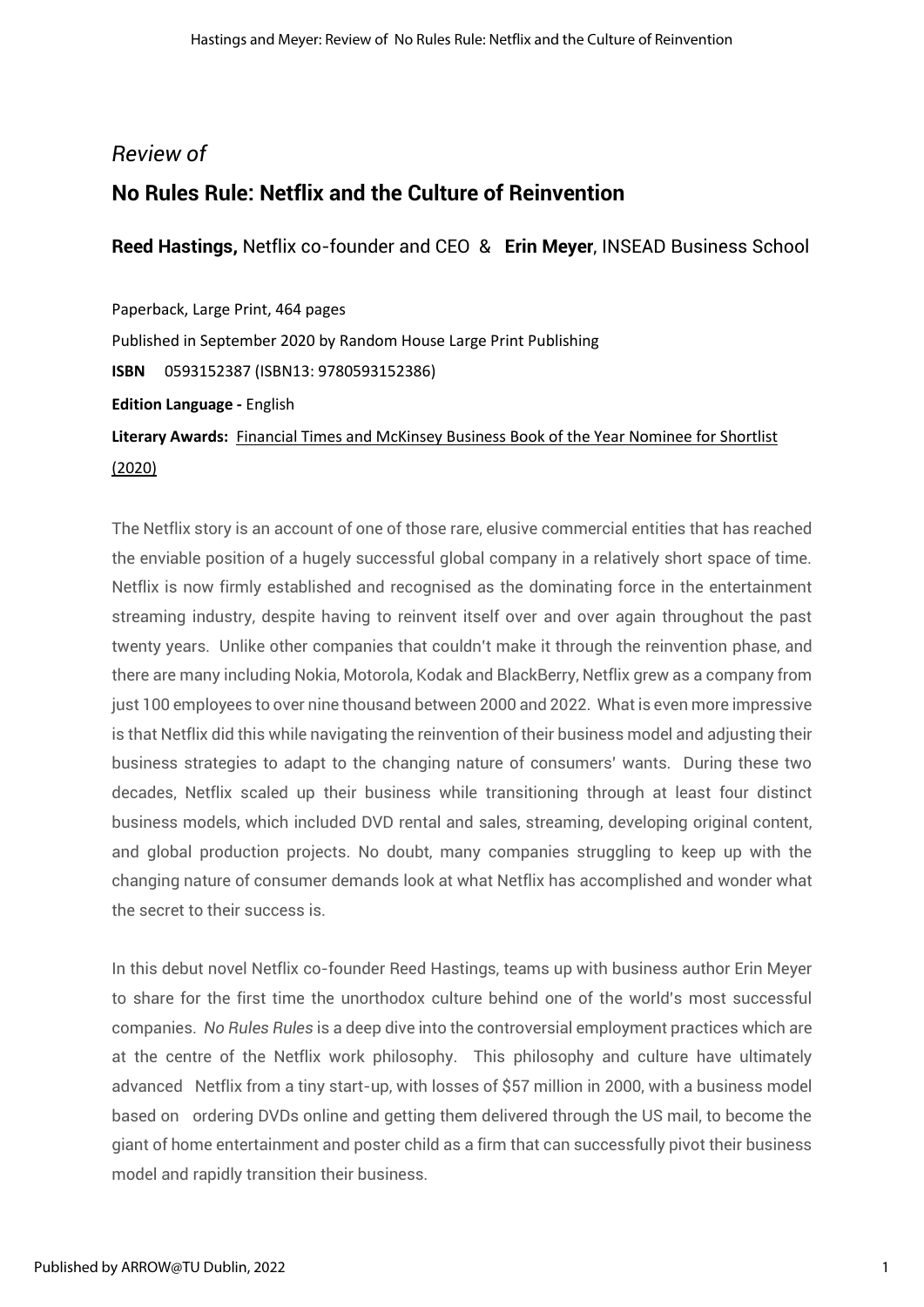*Review of*

## No Rules Rule: Netflix and the Culture of Reinvention

**Reed Hastings,** Netflix co-founder and CEO & **Erin Meyer**, INSEAD Business School

Paperback, Large Print, 464 pages

Published in September 2020 by Random House Large Print Publishing

**ISBN** 0593152387 (ISBN13: 9780593152386)

**Edition Language -** English

**Literary Awards:** Financial Times and McKinsey Business Book of the Year Nominee for Shortlist (2020)

The Netflix story is an account of one of those rare, elusive commercial entities that has reached the enviable position of a hugely successful global company in a relatively short space of time. Netflix is now firmly established and recognised as the dominating force in the entertainment streaming industry, despite having to reinvent itself over and over again throughout the past twenty years. Unlike other companies that couldn't make it through the reinvention phase, and there are many including Nokia, Motorola, Kodak and BlackBerry, Netflix grew as a company from just 100 employees to over nine thousand between 2000 and 2022. What is even more impressive is that Netflix did this while navigating the reinvention of their business model and adjusting their business strategies to adapt to the changing nature of consumers' wants. During these two decades, Netflix scaled up their business while transitioning through at least four distinct business models, which included DVD rental and sales, streaming, developing original content, and global production projects. No doubt, many companies struggling to keep up with the changing nature of consumer demands look at what Netflix has accomplished and wonder what the secret to their success is.

In this debut novel Netflix co-founder Reed Hastings, teams up with business author Erin Meyer to share for the first time the unorthodox culture behind one of the world's most successful companies. *No Rules Rules* is a deep dive into the controversial employment practices which are at the centre of the Netflix work philosophy. This philosophy and culture have ultimately advanced Netflix from a tiny start-up, with losses of $57 million in 2000, with a business model based on ordering DVDs online and getting them delivered through the US mail, to become the giant of home entertainment and poster child as a firm that can successfully pivot their business model and rapidly transition their business.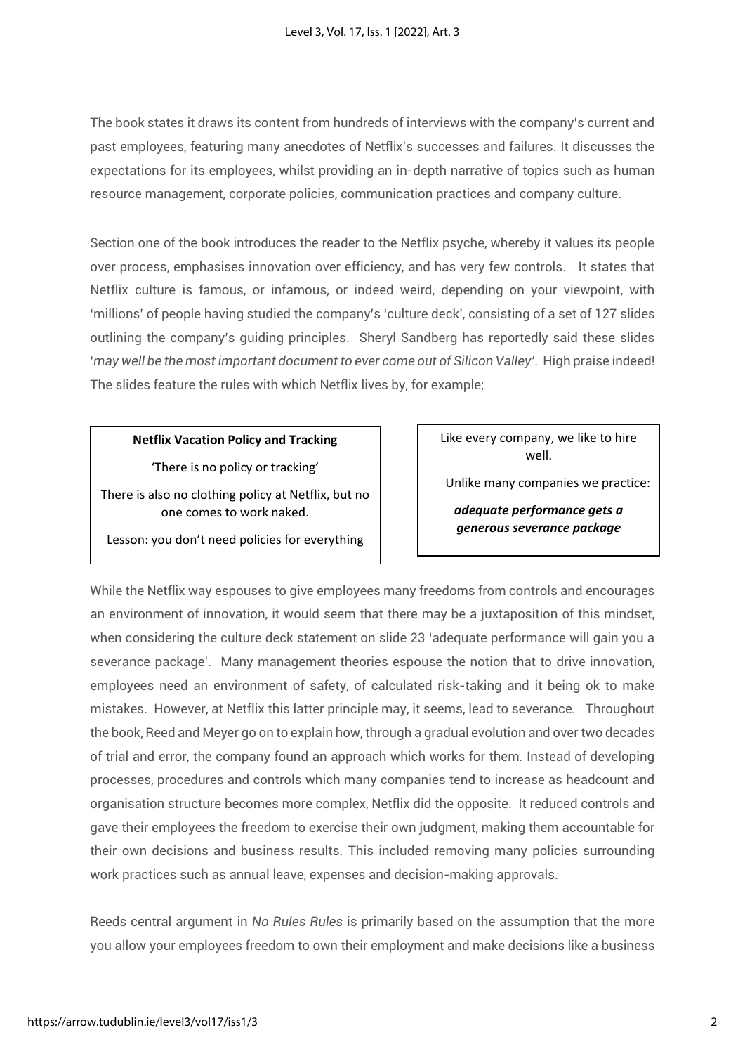The book states it draws its content from hundreds of interviews with the company's current and past employees, featuring many anecdotes of Netflix's successes and failures. It discusses the expectations for its employees, whilst providing an in-depth narrative of topics such as human resource management, corporate policies, communication practices and company culture.

Section one of the book introduces the reader to the Netflix psyche, whereby it values its people over process, emphasises innovation over efficiency, and has very few controls. It states that Netflix culture is famous, or infamous, or indeed weird, depending on your viewpoint, with 'millions' of people having studied the company's 'culture deck', consisting of a set of 127 slides outlining the company's guiding principles. Sheryl Sandberg has reportedly said these slides '*may well be the most important document to ever come out of Silicon Valley*'. High praise indeed! The slides feature the rules with which Netflix lives by, for example;

> **Netflix Vacation Policy and Tracking**
>
> 'There is no policy or tracking'
>
> There is also no clothing policy at Netflix, but no one comes to work naked.
>
> Lesson: you don't need policies for everything

> Like every company, we like to hire well.
>
> Unlike many companies we practice:
>
> ***adequate performance gets a generous severance package***

While the Netflix way espouses to give employees many freedoms from controls and encourages an environment of innovation, it would seem that there may be a juxtaposition of this mindset, when considering the culture deck statement on slide 23 'adequate performance will gain you a severance package'. Many management theories espouse the notion that to drive innovation, employees need an environment of safety, of calculated risk-taking and it being ok to make mistakes. However, at Netflix this latter principle may, it seems, lead to severance. Throughout the book, Reed and Meyer go on to explain how, through a gradual evolution and over two decades of trial and error, the company found an approach which works for them. Instead of developing processes, procedures and controls which many companies tend to increase as headcount and organisation structure becomes more complex, Netflix did the opposite. It reduced controls and gave their employees the freedom to exercise their own judgment, making them accountable for their own decisions and business results. This included removing many policies surrounding work practices such as annual leave, expenses and decision-making approvals.

Reeds central argument in *No Rules Rules* is primarily based on the assumption that the more you allow your employees freedom to own their employment and make decisions like a business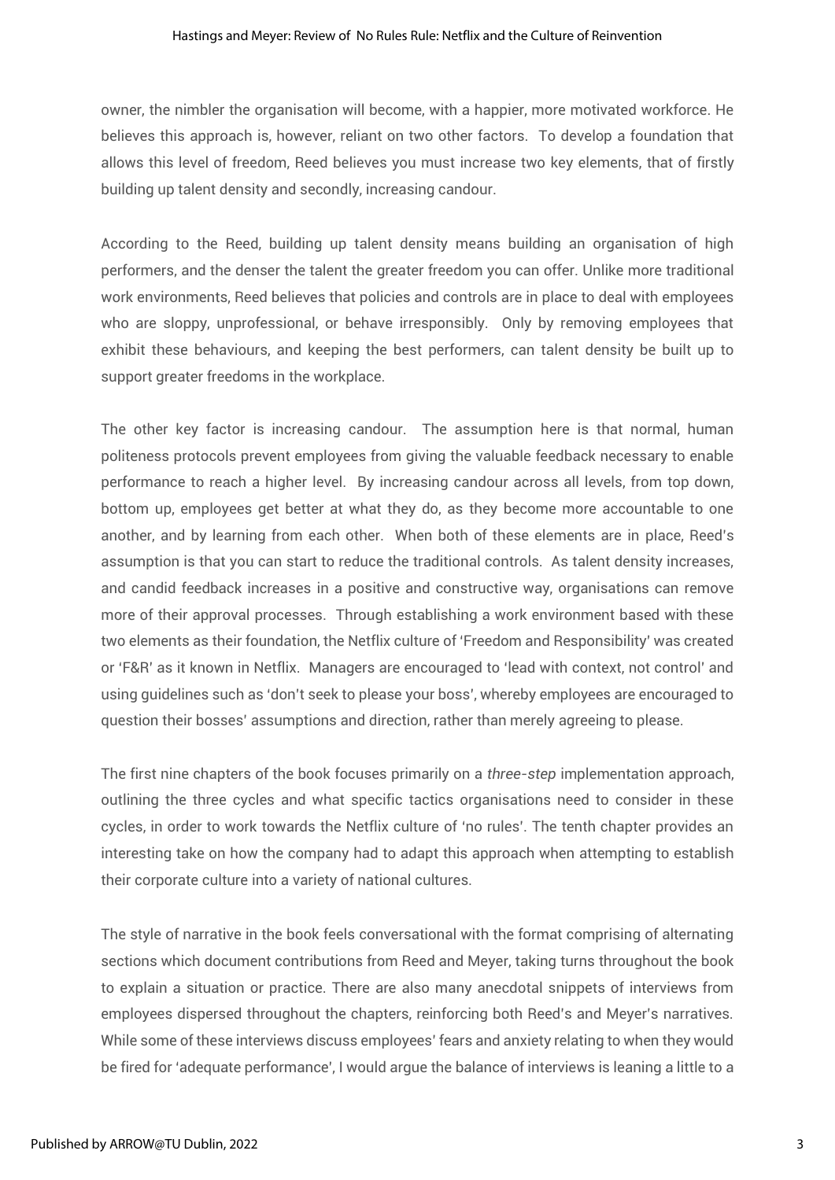owner, the nimbler the organisation will become, with a happier, more motivated workforce. He believes this approach is, however, reliant on two other factors. To develop a foundation that allows this level of freedom, Reed believes you must increase two key elements, that of firstly building up talent density and secondly, increasing candour.

According to the Reed, building up talent density means building an organisation of high performers, and the denser the talent the greater freedom you can offer. Unlike more traditional work environments, Reed believes that policies and controls are in place to deal with employees who are sloppy, unprofessional, or behave irresponsibly. Only by removing employees that exhibit these behaviours, and keeping the best performers, can talent density be built up to support greater freedoms in the workplace.

The other key factor is increasing candour. The assumption here is that normal, human politeness protocols prevent employees from giving the valuable feedback necessary to enable performance to reach a higher level. By increasing candour across all levels, from top down, bottom up, employees get better at what they do, as they become more accountable to one another, and by learning from each other. When both of these elements are in place, Reed's assumption is that you can start to reduce the traditional controls. As talent density increases, and candid feedback increases in a positive and constructive way, organisations can remove more of their approval processes. Through establishing a work environment based with these two elements as their foundation, the Netflix culture of 'Freedom and Responsibility' was created or 'F&R' as it known in Netflix. Managers are encouraged to 'lead with context, not control' and using guidelines such as 'don't seek to please your boss', whereby employees are encouraged to question their bosses' assumptions and direction, rather than merely agreeing to please.

The first nine chapters of the book focuses primarily on a *three-step* implementation approach, outlining the three cycles and what specific tactics organisations need to consider in these cycles, in order to work towards the Netflix culture of 'no rules'. The tenth chapter provides an interesting take on how the company had to adapt this approach when attempting to establish their corporate culture into a variety of national cultures.

The style of narrative in the book feels conversational with the format comprising of alternating sections which document contributions from Reed and Meyer, taking turns throughout the book to explain a situation or practice. There are also many anecdotal snippets of interviews from employees dispersed throughout the chapters, reinforcing both Reed's and Meyer's narratives. While some of these interviews discuss employees' fears and anxiety relating to when they would be fired for 'adequate performance', I would argue the balance of interviews is leaning a little to a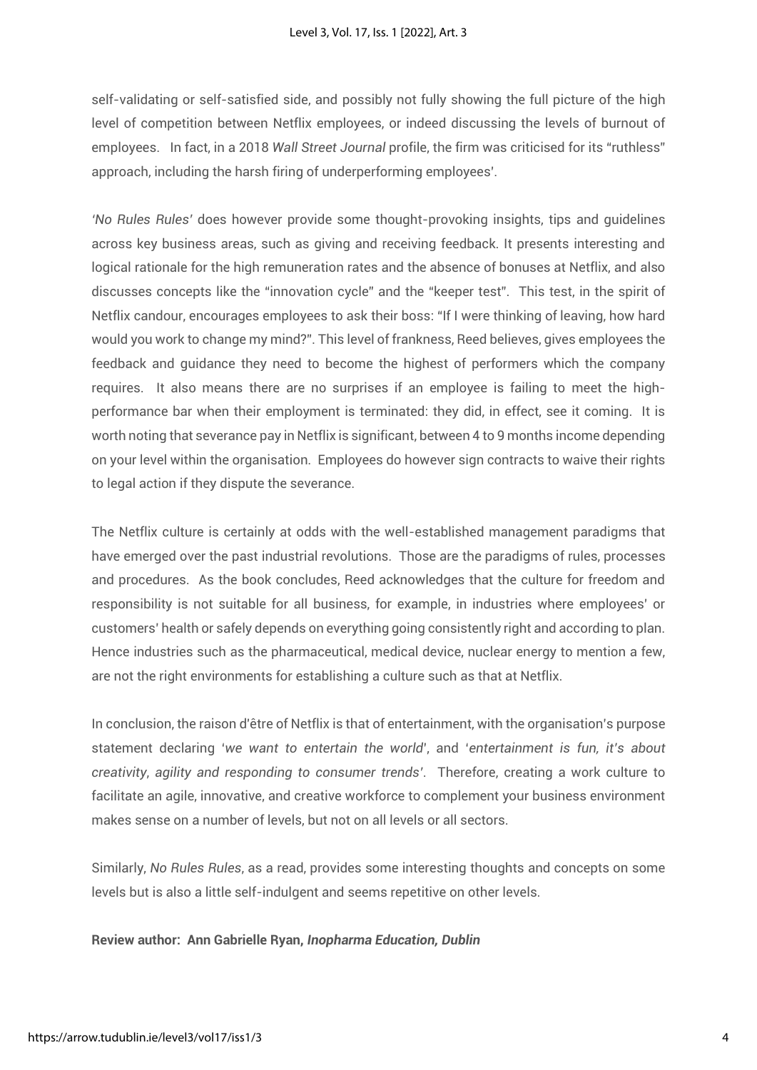self-validating or self-satisfied side, and possibly not fully showing the full picture of the high level of competition between Netflix employees, or indeed discussing the levels of burnout of employees. In fact, in a 2018 *Wall Street Journal* profile, the firm was criticised for its "ruthless" approach, including the harsh firing of underperforming employees'.

*'No Rules Rules'* does however provide some thought-provoking insights, tips and guidelines across key business areas, such as giving and receiving feedback. It presents interesting and logical rationale for the high remuneration rates and the absence of bonuses at Netflix, and also discusses concepts like the "innovation cycle" and the "keeper test". This test, in the spirit of Netflix candour, encourages employees to ask their boss: "If I were thinking of leaving, how hard would you work to change my mind?". This level of frankness, Reed believes, gives employees the feedback and guidance they need to become the highest of performers which the company requires. It also means there are no surprises if an employee is failing to meet the high-performance bar when their employment is terminated: they did, in effect, see it coming. It is worth noting that severance pay in Netflix is significant, between 4 to 9 months income depending on your level within the organisation. Employees do however sign contracts to waive their rights to legal action if they dispute the severance.

The Netflix culture is certainly at odds with the well-established management paradigms that have emerged over the past industrial revolutions. Those are the paradigms of rules, processes and procedures. As the book concludes, Reed acknowledges that the culture for freedom and responsibility is not suitable for all business, for example, in industries where employees' or customers' health or safely depends on everything going consistently right and according to plan. Hence industries such as the pharmaceutical, medical device, nuclear energy to mention a few, are not the right environments for establishing a culture such as that at Netflix.

In conclusion, the raison d'être of Netflix is that of entertainment, with the organisation's purpose statement declaring '*we want to entertain the world*', and '*entertainment is fun, it's about creativity, agility and responding to consumer trends'*. Therefore, creating a work culture to facilitate an agile, innovative, and creative workforce to complement your business environment makes sense on a number of levels, but not on all levels or all sectors.

Similarly, *No Rules Rules*, as a read, provides some interesting thoughts and concepts on some levels but is also a little self-indulgent and seems repetitive on other levels.

**Review author: Ann Gabrielle Ryan, *Inopharma Education, Dublin***